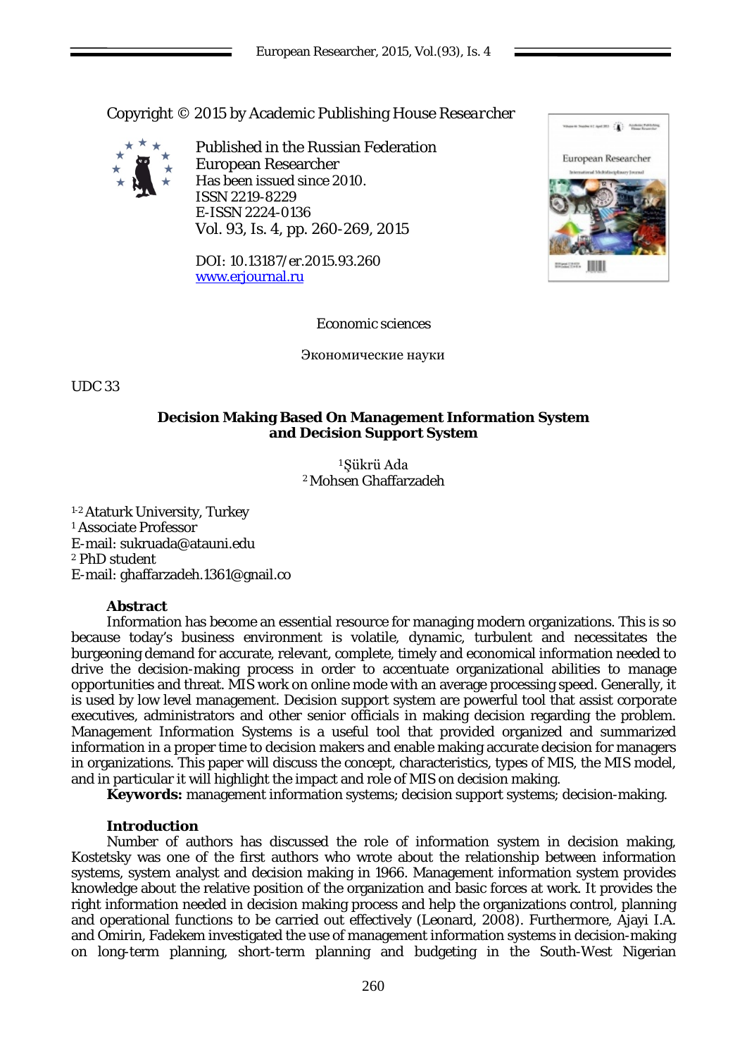Copyright © 2015 by Academic Publishing House *Researcher*

Published in the Russian Federation
European Researcher
Has been issued since 2010.
ISSN 2219-8229
E-ISSN 2224-0136
Vol. 93, Is. 4, pp. 260-269, 2015

DOI: 10.13187/er.2015.93.260
www.erjournal.ru

Economic sciences

Экономические науки

UDC 33

# Decision Making Based On Management Information System and Decision Support System

[1]Şükrü Ada
[2]Mohsen Ghaffarzadeh

[1-2] Ataturk University, Turkey
[1] Associate Professor
E-mail: sukruada@atauni.edu
[2] PhD student
E-mail: ghaffarzadeh.1361@gnail.co

## Abstract

Information has become an essential resource for managing modern organizations. This is so because today's business environment is volatile, dynamic, turbulent and necessitates the burgeoning demand for accurate, relevant, complete, timely and economical information needed to drive the decision-making process in order to accentuate organizational abilities to manage opportunities and threat. MIS work on online mode with an average processing speed. Generally, it is used by low level management. Decision support system are powerful tool that assist corporate executives, administrators and other senior officials in making decision regarding the problem. Management Information Systems is a useful tool that provided organized and summarized information in a proper time to decision makers and enable making accurate decision for managers in organizations. This paper will discuss the concept, characteristics, types of MIS, the MIS model, and in particular it will highlight the impact and role of MIS on decision making.

**Keywords:** management information systems; decision support systems; decision-making.

## Introduction

Number of authors has discussed the role of information system in decision making, Kostetsky was one of the first authors who wrote about the relationship between information systems, system analyst and decision making in 1966. Management information system provides knowledge about the relative position of the organization and basic forces at work. It provides the right information needed in decision making process and help the organizations control, planning and operational functions to be carried out effectively (Leonard, 2008). Furthermore, Ajayi I.A. and Omirin, Fadekem investigated the use of management information systems in decision-making on long-term planning, short-term planning and budgeting in the South-West Nigerian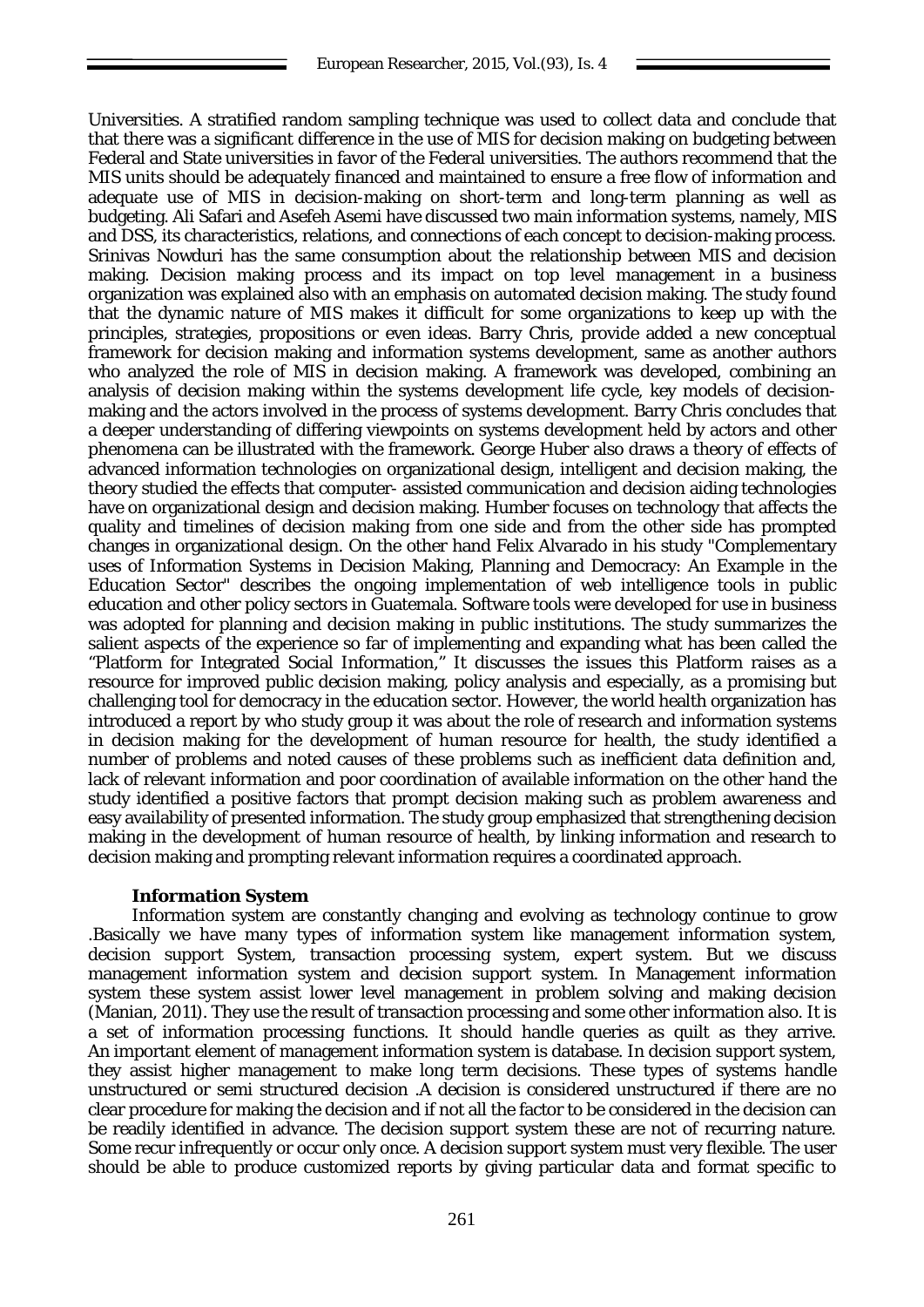Universities. A stratified random sampling technique was used to collect data and conclude that that there was a significant difference in the use of MIS for decision making on budgeting between Federal and State universities in favor of the Federal universities. The authors recommend that the MIS units should be adequately financed and maintained to ensure a free flow of information and adequate use of MIS in decision-making on short-term and long-term planning as well as budgeting. Ali Safari and Asefeh Asemi have discussed two main information systems, namely, MIS and DSS, its characteristics, relations, and connections of each concept to decision-making process. Srinivas Nowduri has the same consumption about the relationship between MIS and decision making. Decision making process and its impact on top level management in a business organization was explained also with an emphasis on automated decision making. The study found that the dynamic nature of MIS makes it difficult for some organizations to keep up with the principles, strategies, propositions or even ideas. Barry Chris, provide added a new conceptual framework for decision making and information systems development, same as another authors who analyzed the role of MIS in decision making. A framework was developed, combining an analysis of decision making within the systems development life cycle, key models of decision-making and the actors involved in the process of systems development. Barry Chris concludes that a deeper understanding of differing viewpoints on systems development held by actors and other phenomena can be illustrated with the framework. George Huber also draws a theory of effects of advanced information technologies on organizational design, intelligent and decision making, the theory studied the effects that computer- assisted communication and decision aiding technologies have on organizational design and decision making. Humber focuses on technology that affects the quality and timelines of decision making from one side and from the other side has prompted changes in organizational design. On the other hand Felix Alvarado in his study "Complementary uses of Information Systems in Decision Making, Planning and Democracy: An Example in the Education Sector" describes the ongoing implementation of web intelligence tools in public education and other policy sectors in Guatemala. Software tools were developed for use in business was adopted for planning and decision making in public institutions. The study summarizes the salient aspects of the experience so far of implementing and expanding what has been called the "Platform for Integrated Social Information," It discusses the issues this Platform raises as a resource for improved public decision making, policy analysis and especially, as a promising but challenging tool for democracy in the education sector. However, the world health organization has introduced a report by who study group it was about the role of research and information systems in decision making for the development of human resource for health, the study identified a number of problems and noted causes of these problems such as inefficient data definition and, lack of relevant information and poor coordination of available information on the other hand the study identified a positive factors that prompt decision making such as problem awareness and easy availability of presented information. The study group emphasized that strengthening decision making in the development of human resource of health, by linking information and research to decision making and prompting relevant information requires a coordinated approach.

## Information System

Information system are constantly changing and evolving as technology continue to grow .Basically we have many types of information system like management information system, decision support System, transaction processing system, expert system. But we discuss management information system and decision support system. In Management information system these system assist lower level management in problem solving and making decision (Manian, 2011). They use the result of transaction processing and some other information also. It is a set of information processing functions. It should handle queries as quilt as they arrive. An important element of management information system is database. In decision support system, they assist higher management to make long term decisions. These types of systems handle unstructured or semi structured decision .A decision is considered unstructured if there are no clear procedure for making the decision and if not all the factor to be considered in the decision can be readily identified in advance. The decision support system these are not of recurring nature. Some recur infrequently or occur only once. A decision support system must very flexible. The user should be able to produce customized reports by giving particular data and format specific to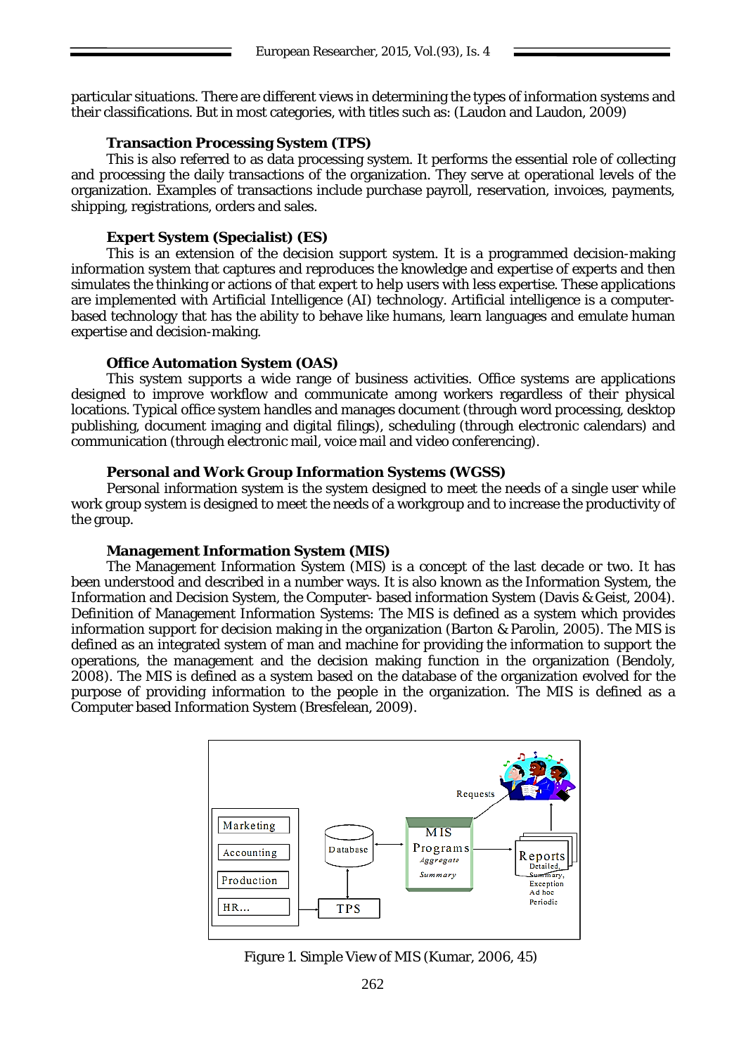particular situations. There are different views in determining the types of information systems and their classifications. But in most categories, with titles such as: (Laudon and Laudon, 2009)

**Transaction Processing System (TPS)**

This is also referred to as data processing system. It performs the essential role of collecting and processing the daily transactions of the organization. They serve at operational levels of the organization. Examples of transactions include purchase payroll, reservation, invoices, payments, shipping, registrations, orders and sales.

**Expert System (Specialist) (ES)**

This is an extension of the decision support system. It is a programmed decision-making information system that captures and reproduces the knowledge and expertise of experts and then simulates the thinking or actions of that expert to help users with less expertise. These applications are implemented with Artificial Intelligence (AI) technology. Artificial intelligence is a computer-based technology that has the ability to behave like humans, learn languages and emulate human expertise and decision-making.

**Office Automation System (OAS)**

This system supports a wide range of business activities. Office systems are applications designed to improve workflow and communicate among workers regardless of their physical locations. Typical office system handles and manages document (through word processing, desktop publishing, document imaging and digital filings), scheduling (through electronic calendars) and communication (through electronic mail, voice mail and video conferencing).

**Personal and Work Group Information Systems (WGSS)**

Personal information system is the system designed to meet the needs of a single user while work group system is designed to meet the needs of a workgroup and to increase the productivity of the group.

**Management Information System (MIS)**

The Management Information System (MIS) is a concept of the last decade or two. It has been understood and described in a number ways. It is also known as the Information System, the Information and Decision System, the Computer- based information System (Davis & Geist, 2004). Definition of Management Information Systems: The MIS is defined as a system which provides information support for decision making in the organization (Barton & Parolin, 2005). The MIS is defined as an integrated system of man and machine for providing the information to support the operations, the management and the decision making function in the organization (Bendoly, 2008). The MIS is defined as a system based on the database of the organization evolved for the purpose of providing information to the people in the organization. The MIS is defined as a Computer based Information System (Bresfelean, 2009).

Figure 1. Simple View of MIS (Kumar, 2006, 45)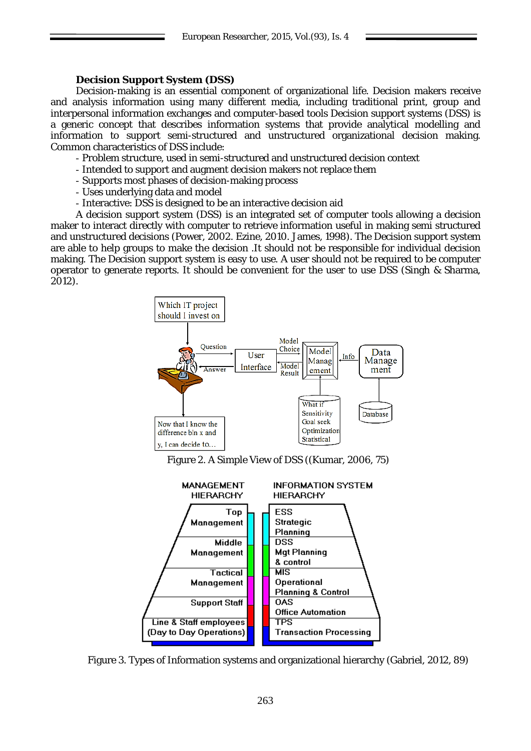**Decision Support System (DSS)**

Decision-making is an essential component of organizational life. Decision makers receive and analysis information using many different media, including traditional print, group and interpersonal information exchanges and computer-based tools Decision support systems (DSS) is a generic concept that describes information systems that provide analytical modelling and information to support semi-structured and unstructured organizational decision making. Common characteristics of DSS include:

- Problem structure, used in semi-structured and unstructured decision context
- Intended to support and augment decision makers not replace them
- Supports most phases of decision-making process
- Uses underlying data and model
- Interactive: DSS is designed to be an interactive decision aid

A decision support system (DSS) is an integrated set of computer tools allowing a decision maker to interact directly with computer to retrieve information useful in making semi structured and unstructured decisions (Power, 2002. Ezine, 2010. James, 1998). The Decision support system are able to help groups to make the decision .It should not be responsible for individual decision making. The Decision support system is easy to use. A user should not be required to be computer operator to generate reports. It should be convenient for the user to use DSS (Singh & Sharma, 2012).

Figure 2. A Simple View of DSS ((Kumar, 2006, 75)

Figure 3. Types of Information systems and organizational hierarchy (Gabriel, 2012, 89)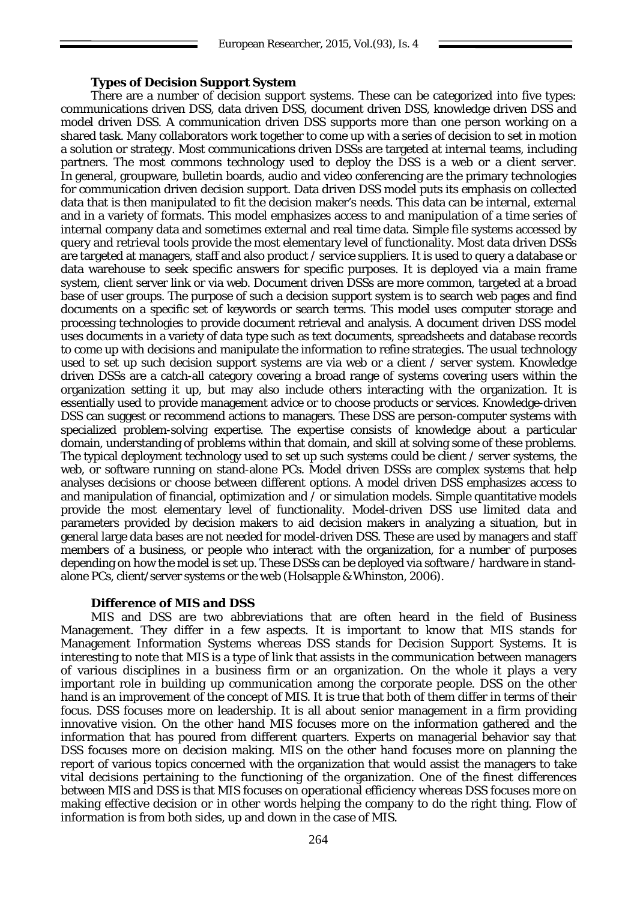**Types of Decision Support System**

There are a number of decision support systems. These can be categorized into five types: communications driven DSS, data driven DSS, document driven DSS, knowledge driven DSS and model driven DSS. A communication driven DSS supports more than one person working on a shared task. Many collaborators work together to come up with a series of decision to set in motion a solution or strategy. Most communications driven DSSs are targeted at internal teams, including partners. The most commons technology used to deploy the DSS is a web or a client server. In general, groupware, bulletin boards, audio and video conferencing are the primary technologies for communication driven decision support. Data driven DSS model puts its emphasis on collected data that is then manipulated to fit the decision maker's needs. This data can be internal, external and in a variety of formats. This model emphasizes access to and manipulation of a time series of internal company data and sometimes external and real time data. Simple file systems accessed by query and retrieval tools provide the most elementary level of functionality. Most data driven DSSs are targeted at managers, staff and also product / service suppliers. It is used to query a database or data warehouse to seek specific answers for specific purposes. It is deployed via a main frame system, client server link or via web. Document driven DSSs are more common, targeted at a broad base of user groups. The purpose of such a decision support system is to search web pages and find documents on a specific set of keywords or search terms. This model uses computer storage and processing technologies to provide document retrieval and analysis. A document driven DSS model uses documents in a variety of data type such as text documents, spreadsheets and database records to come up with decisions and manipulate the information to refine strategies. The usual technology used to set up such decision support systems are via web or a client / server system. Knowledge driven DSSs are a catch-all category covering a broad range of systems covering users within the organization setting it up, but may also include others interacting with the organization. It is essentially used to provide management advice or to choose products or services. Knowledge-driven DSS can suggest or recommend actions to managers. These DSS are person-computer systems with specialized problem-solving expertise. The expertise consists of knowledge about a particular domain, understanding of problems within that domain, and skill at solving some of these problems. The typical deployment technology used to set up such systems could be client / server systems, the web, or software running on stand-alone PCs. Model driven DSSs are complex systems that help analyses decisions or choose between different options. A model driven DSS emphasizes access to and manipulation of financial, optimization and / or simulation models. Simple quantitative models provide the most elementary level of functionality. Model-driven DSS use limited data and parameters provided by decision makers to aid decision makers in analyzing a situation, but in general large data bases are not needed for model-driven DSS. These are used by managers and staff members of a business, or people who interact with the organization, for a number of purposes depending on how the model is set up. These DSSs can be deployed via software / hardware in stand-alone PCs, client/server systems or the web (Holsapple & Whinston, 2006).

**Difference of MIS and DSS**

MIS and DSS are two abbreviations that are often heard in the field of Business Management. They differ in a few aspects. It is important to know that MIS stands for Management Information Systems whereas DSS stands for Decision Support Systems. It is interesting to note that MIS is a type of link that assists in the communication between managers of various disciplines in a business firm or an organization. On the whole it plays a very important role in building up communication among the corporate people. DSS on the other hand is an improvement of the concept of MIS. It is true that both of them differ in terms of their focus. DSS focuses more on leadership. It is all about senior management in a firm providing innovative vision. On the other hand MIS focuses more on the information gathered and the information that has poured from different quarters. Experts on managerial behavior say that DSS focuses more on decision making. MIS on the other hand focuses more on planning the report of various topics concerned with the organization that would assist the managers to take vital decisions pertaining to the functioning of the organization. One of the finest differences between MIS and DSS is that MIS focuses on operational efficiency whereas DSS focuses more on making effective decision or in other words helping the company to do the right thing. Flow of information is from both sides, up and down in the case of MIS.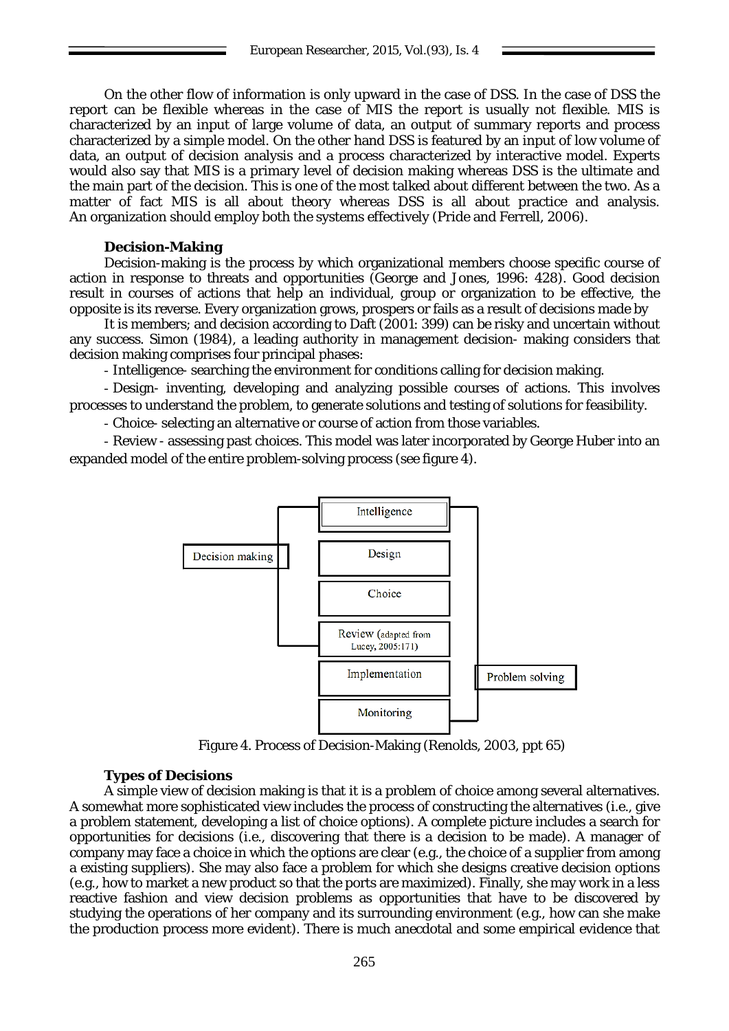On the other flow of information is only upward in the case of DSS. In the case of DSS the report can be flexible whereas in the case of MIS the report is usually not flexible. MIS is characterized by an input of large volume of data, an output of summary reports and process characterized by a simple model. On the other hand DSS is featured by an input of low volume of data, an output of decision analysis and a process characterized by interactive model. Experts would also say that MIS is a primary level of decision making whereas DSS is the ultimate and the main part of the decision. This is one of the most talked about different between the two. As a matter of fact MIS is all about theory whereas DSS is all about practice and analysis. An organization should employ both the systems effectively (Pride and Ferrell, 2006).

**Decision-Making**

Decision-making is the process by which organizational members choose specific course of action in response to threats and opportunities (George and Jones, 1996: 428). Good decision result in courses of actions that help an individual, group or organization to be effective, the opposite is its reverse. Every organization grows, prospers or fails as a result of decisions made by

It is members; and decision according to Daft (2001: 399) can be risky and uncertain without any success. Simon (1984), a leading authority in management decision- making considers that decision making comprises four principal phases:

- Intelligence- searching the environment for conditions calling for decision making.
- Design- inventing, developing and analyzing possible courses of actions. This involves processes to understand the problem, to generate solutions and testing of solutions for feasibility.
- Choice- selecting an alternative or course of action from those variables.
- Review - assessing past choices. This model was later incorporated by George Huber into an expanded model of the entire problem-solving process (see figure 4).

Decision making: Intelligence, Design, Choice, Review (adapted from Lucey, 2005:171)

Problem solving: Intelligence, Design, Choice, Review, Implementation, Monitoring

Figure 4. Process of Decision-Making (Renolds, 2003, ppt 65)

**Types of Decisions**

A simple view of decision making is that it is a problem of choice among several alternatives. A somewhat more sophisticated view includes the process of constructing the alternatives (i.e., give a problem statement, developing a list of choice options). A complete picture includes a search for opportunities for decisions (i.e., discovering that there is a decision to be made). A manager of company may face a choice in which the options are clear (e.g., the choice of a supplier from among a existing suppliers). She may also face a problem for which she designs creative decision options (e.g., how to market a new product so that the ports are maximized). Finally, she may work in a less reactive fashion and view decision problems as opportunities that have to be discovered by studying the operations of her company and its surrounding environment (e.g., how can she make the production process more evident). There is much anecdotal and some empirical evidence that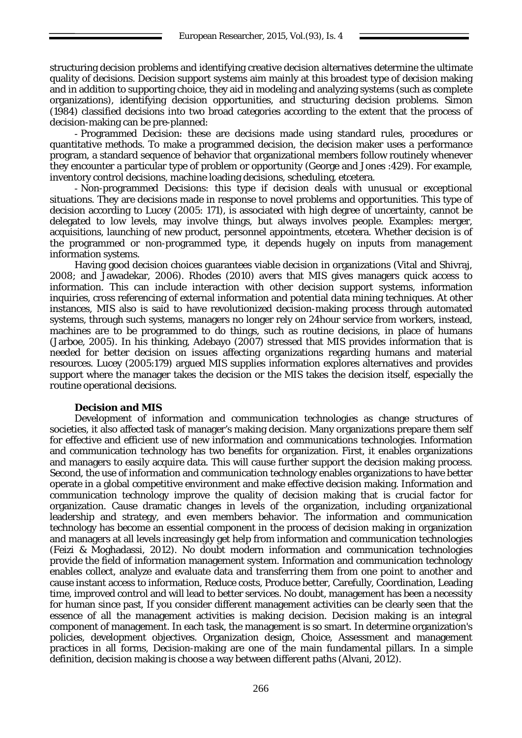structuring decision problems and identifying creative decision alternatives determine the ultimate quality of decisions. Decision support systems aim mainly at this broadest type of decision making and in addition to supporting choice, they aid in modeling and analyzing systems (such as complete organizations), identifying decision opportunities, and structuring decision problems. Simon (1984) classified decisions into two broad categories according to the extent that the process of decision-making can be pre-planned:

- Programmed Decision: these are decisions made using standard rules, procedures or quantitative methods. To make a programmed decision, the decision maker uses a performance program, a standard sequence of behavior that organizational members follow routinely whenever they encounter a particular type of problem or opportunity (George and Jones :429). For example, inventory control decisions, machine loading decisions, scheduling, etcetera.

- Non-programmed Decisions: this type if decision deals with unusual or exceptional situations. They are decisions made in response to novel problems and opportunities. This type of decision according to Lucey (2005: 171), is associated with high degree of uncertainty, cannot be delegated to low levels, may involve things, but always involves people. Examples: merger, acquisitions, launching of new product, personnel appointments, etcetera. Whether decision is of the programmed or non-programmed type, it depends hugely on inputs from management information systems.

Having good decision choices guarantees viable decision in organizations (Vital and Shivraj, 2008; and Jawadekar, 2006). Rhodes (2010) avers that MIS gives managers quick access to information. This can include interaction with other decision support systems, information inquiries, cross referencing of external information and potential data mining techniques. At other instances, MIS also is said to have revolutionized decision-making process through automated systems, through such systems, managers no longer rely on 24hour service from workers, instead, machines are to be programmed to do things, such as routine decisions, in place of humans (Jarboe, 2005). In his thinking, Adebayo (2007) stressed that MIS provides information that is needed for better decision on issues affecting organizations regarding humans and material resources. Lucey (2005:179) argued MIS supplies information explores alternatives and provides support where the manager takes the decision or the MIS takes the decision itself, especially the routine operational decisions.

**Decision and MIS**

Development of information and communication technologies as change structures of societies, it also affected task of manager's making decision. Many organizations prepare them self for effective and efficient use of new information and communications technologies. Information and communication technology has two benefits for organization. First, it enables organizations and managers to easily acquire data. This will cause further support the decision making process. Second, the use of information and communication technology enables organizations to have better operate in a global competitive environment and make effective decision making. Information and communication technology improve the quality of decision making that is crucial factor for organization. Cause dramatic changes in levels of the organization, including organizational leadership and strategy, and even members behavior. The information and communication technology has become an essential component in the process of decision making in organization and managers at all levels increasingly get help from information and communication technologies (Feizi & Moghadassi, 2012). No doubt modern information and communication technologies provide the field of information management system. Information and communication technology enables collect, analyze and evaluate data and transferring them from one point to another and cause instant access to information, Reduce costs, Produce better, Carefully, Coordination, Leading time, improved control and will lead to better services. No doubt, management has been a necessity for human since past, If you consider different management activities can be clearly seen that the essence of all the management activities is making decision. Decision making is an integral component of management. In each task, the management is so smart. In determine organization's policies, development objectives. Organization design, Choice, Assessment and management practices in all forms, Decision-making are one of the main fundamental pillars. In a simple definition, decision making is choose a way between different paths (Alvani, 2012).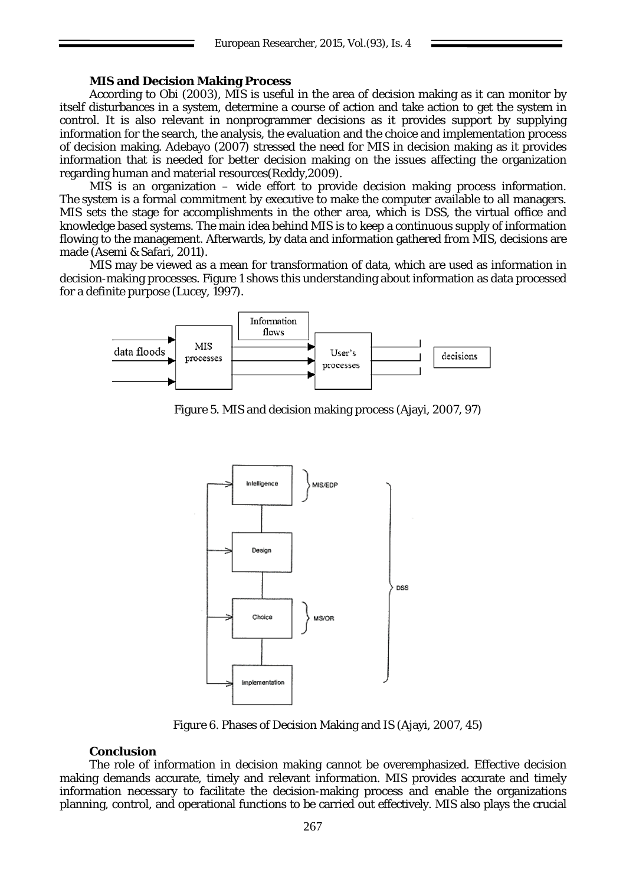**MIS and Decision Making Process**

According to Obi (2003), MIS is useful in the area of decision making as it can monitor by itself disturbances in a system, determine a course of action and take action to get the system in control. It is also relevant in nonprogrammer decisions as it provides support by supplying information for the search, the analysis, the evaluation and the choice and implementation process of decision making. Adebayo (2007) stressed the need for MIS in decision making as it provides information that is needed for better decision making on the issues affecting the organization regarding human and material resources(Reddy,2009).

MIS is an organization – wide effort to provide decision making process information. The system is a formal commitment by executive to make the computer available to all managers. MIS sets the stage for accomplishments in the other area, which is DSS, the virtual office and knowledge based systems. The main idea behind MIS is to keep a continuous supply of information flowing to the management. Afterwards, by data and information gathered from MIS, decisions are made (Asemi & Safari, 2011).

MIS may be viewed as a mean for transformation of data, which are used as information in decision-making processes. Figure 1 shows this understanding about information as data processed for a definite purpose (Lucey, 1997).

data floods → MIS processes → Information flows → User's processes → decisions

Figure 5. MIS and decision making process (Ajayi, 2007, 97)

Intelligence — MIS/EDP
Design
Choice — MS/OR
Implementation
DSS

Figure 6. Phases of Decision Making and IS (Ajayi, 2007, 45)

**Conclusion**

The role of information in decision making cannot be overemphasized. Effective decision making demands accurate, timely and relevant information. MIS provides accurate and timely information necessary to facilitate the decision-making process and enable the organizations planning, control, and operational functions to be carried out effectively. MIS also plays the crucial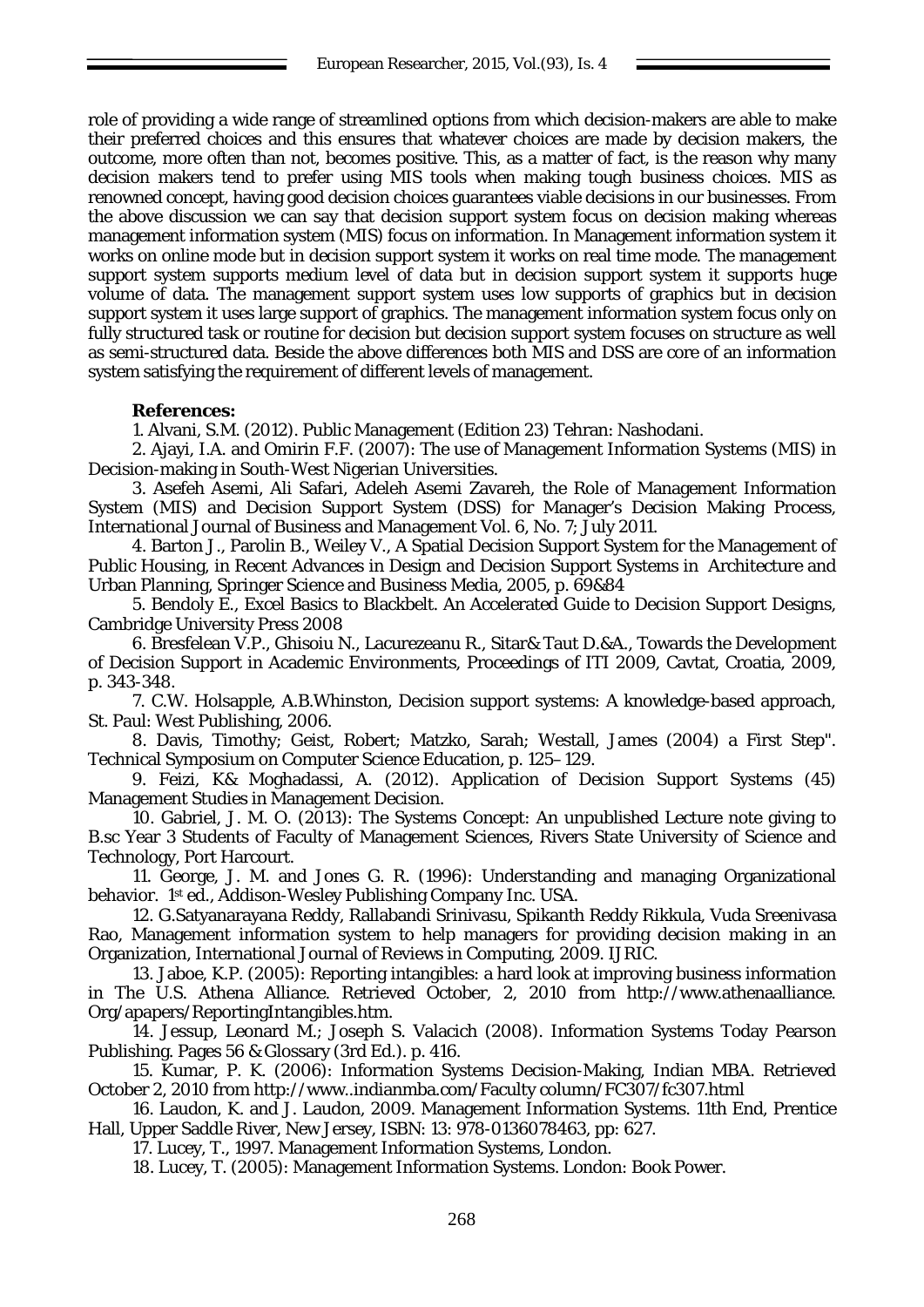role of providing a wide range of streamlined options from which decision-makers are able to make their preferred choices and this ensures that whatever choices are made by decision makers, the outcome, more often than not, becomes positive. This, as a matter of fact, is the reason why many decision makers tend to prefer using MIS tools when making tough business choices. MIS as renowned concept, having good decision choices guarantees viable decisions in our businesses. From the above discussion we can say that decision support system focus on decision making whereas management information system (MIS) focus on information. In Management information system it works on online mode but in decision support system it works on real time mode. The management support system supports medium level of data but in decision support system it supports huge volume of data. The management support system uses low supports of graphics but in decision support system it uses large support of graphics. The management information system focus only on fully structured task or routine for decision but decision support system focuses on structure as well as semi-structured data. Beside the above differences both MIS and DSS are core of an information system satisfying the requirement of different levels of management.

**References:**

1. Alvani, S.M. (2012). Public Management (Edition 23) Tehran: Nashodani.
2. Ajayi, I.A. and Omirin F.F. (2007): The use of Management Information Systems (MIS) in Decision-making in South-West Nigerian Universities.
3. Asefeh Asemi, Ali Safari, Adeleh Asemi Zavareh, the Role of Management Information System (MIS) and Decision Support System (DSS) for Manager's Decision Making Process, International Journal of Business and Management Vol. 6, No. 7; July 2011.
4. Barton J., Parolin B., Weiley V., A Spatial Decision Support System for the Management of Public Housing, in Recent Advances in Design and Decision Support Systems in Architecture and Urban Planning, Springer Science and Business Media, 2005, p. 69&84
5. Bendoly E., Excel Basics to Blackbelt. An Accelerated Guide to Decision Support Designs, Cambridge University Press 2008
6. Bresfelean V.P., Ghisoiu N., Lacurezeanu R., Sitar& Taut D.&A., Towards the Development of Decision Support in Academic Environments, Proceedings of ITI 2009, Cavtat, Croatia, 2009, p. 343-348.
7. C.W. Holsapple, A.B.Whinston, Decision support systems: A knowledge-based approach, St. Paul: West Publishing, 2006.
8. Davis, Timothy; Geist, Robert; Matzko, Sarah; Westall, James (2004) a First Step". Technical Symposium on Computer Science Education, p. 125–129.
9. Feizi, K& Moghadassi, A. (2012). Application of Decision Support Systems (45) Management Studies in Management Decision.
10. Gabriel, J. M. O. (2013): The Systems Concept: An unpublished Lecture note giving to B.sc Year 3 Students of Faculty of Management Sciences, Rivers State University of Science and Technology, Port Harcourt.
11. George, J. M. and Jones G. R. (1996): Understanding and managing Organizational behavior. 1st ed., Addison-Wesley Publishing Company Inc. USA.
12. G.Satyanarayana Reddy, Rallabandi Srinivasu, Spikanth Reddy Rikkula, Vuda Sreenivasa Rao, Management information system to help managers for providing decision making in an Organization, International Journal of Reviews in Computing, 2009. IJRIC.
13. Jaboe, K.P. (2005): Reporting intangibles: a hard look at improving business information in The U.S. Athena Alliance. Retrieved October, 2, 2010 from http://www.athenaalliance. Org/apapers/ReportingIntangibles.htm.
14. Jessup, Leonard M.; Joseph S. Valacich (2008). Information Systems Today Pearson Publishing. Pages 56 & Glossary (3rd Ed.). p. 416.
15. Kumar, P. K. (2006): Information Systems Decision-Making, Indian MBA. Retrieved October 2, 2010 from http://www..indianmba.com/Faculty column/FC307/fc307.html
16. Laudon, K. and J. Laudon, 2009. Management Information Systems. 11th End, Prentice Hall, Upper Saddle River, New Jersey, ISBN: 13: 978-0136078463, pp: 627.
17. Lucey, T., 1997. Management Information Systems, London.
18. Lucey, T. (2005): Management Information Systems. London: Book Power.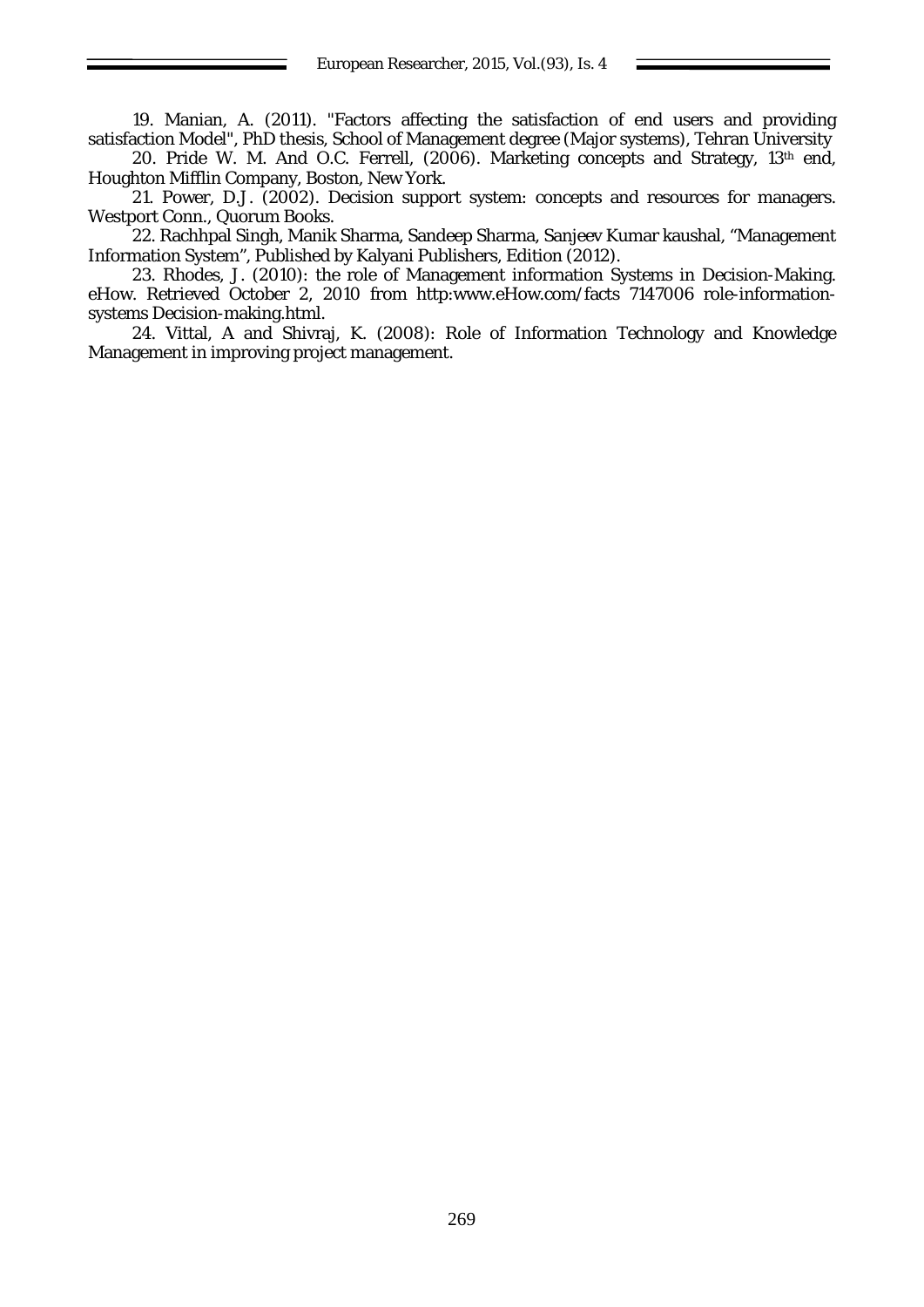19. Manian, A. (2011). "Factors affecting the satisfaction of end users and providing satisfaction Model", PhD thesis, School of Management degree (Major systems), Tehran University

20. Pride W. M. And O.C. Ferrell, (2006). Marketing concepts and Strategy, 13th end, Houghton Mifflin Company, Boston, New York.

21. Power, D.J. (2002). Decision support system: concepts and resources for managers. Westport Conn., Quorum Books.

22. Rachhpal Singh, Manik Sharma, Sandeep Sharma, Sanjeev Kumar kaushal, "Management Information System", Published by Kalyani Publishers, Edition (2012).

23. Rhodes, J. (2010): the role of Management information Systems in Decision-Making. eHow. Retrieved October 2, 2010 from http:www.eHow.com/facts 7147006 role-information-systems Decision-making.html.

24. Vittal, A and Shivraj, K. (2008): Role of Information Technology and Knowledge Management in improving project management.